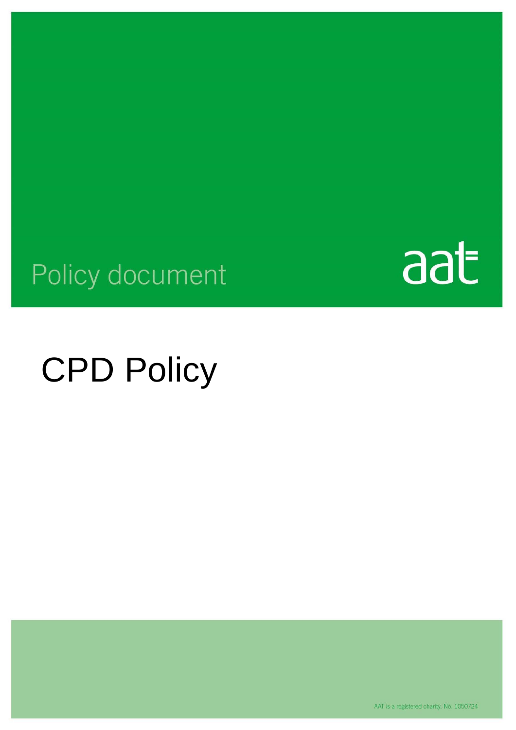Policy document

aat

# CPD Policy

AAT is a registered charity. No. 1050724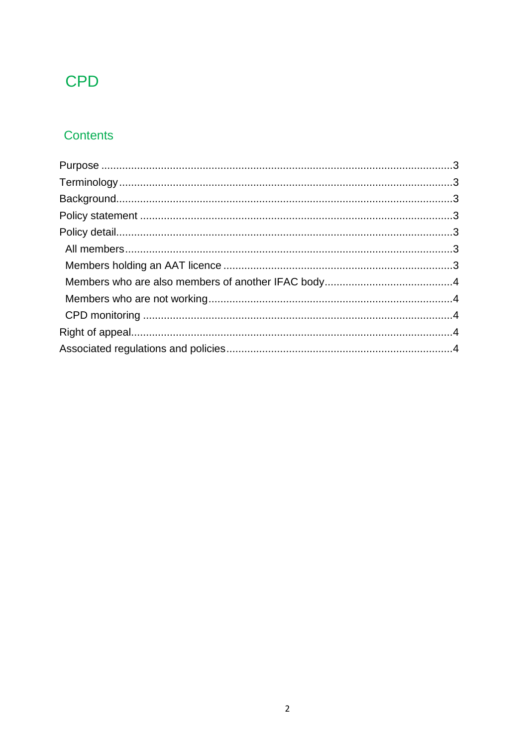# CPD

## Contents

- Purpose ....................................................................................................................3
- Terminology ..............................................................................................................3
- Background................................................................................................................3
- Policy statement ........................................................................................................3
- Policy detail................................................................................................................3
  - All members.............................................................................................................3
  - Members holding an AAT licence ............................................................................3
  - Members who are also members of another IFAC body...........................................4
  - Members who are not working.................................................................................4
  - CPD monitoring .......................................................................................................4
- Right of appeal...........................................................................................................4
- Associated regulations and policies...........................................................................4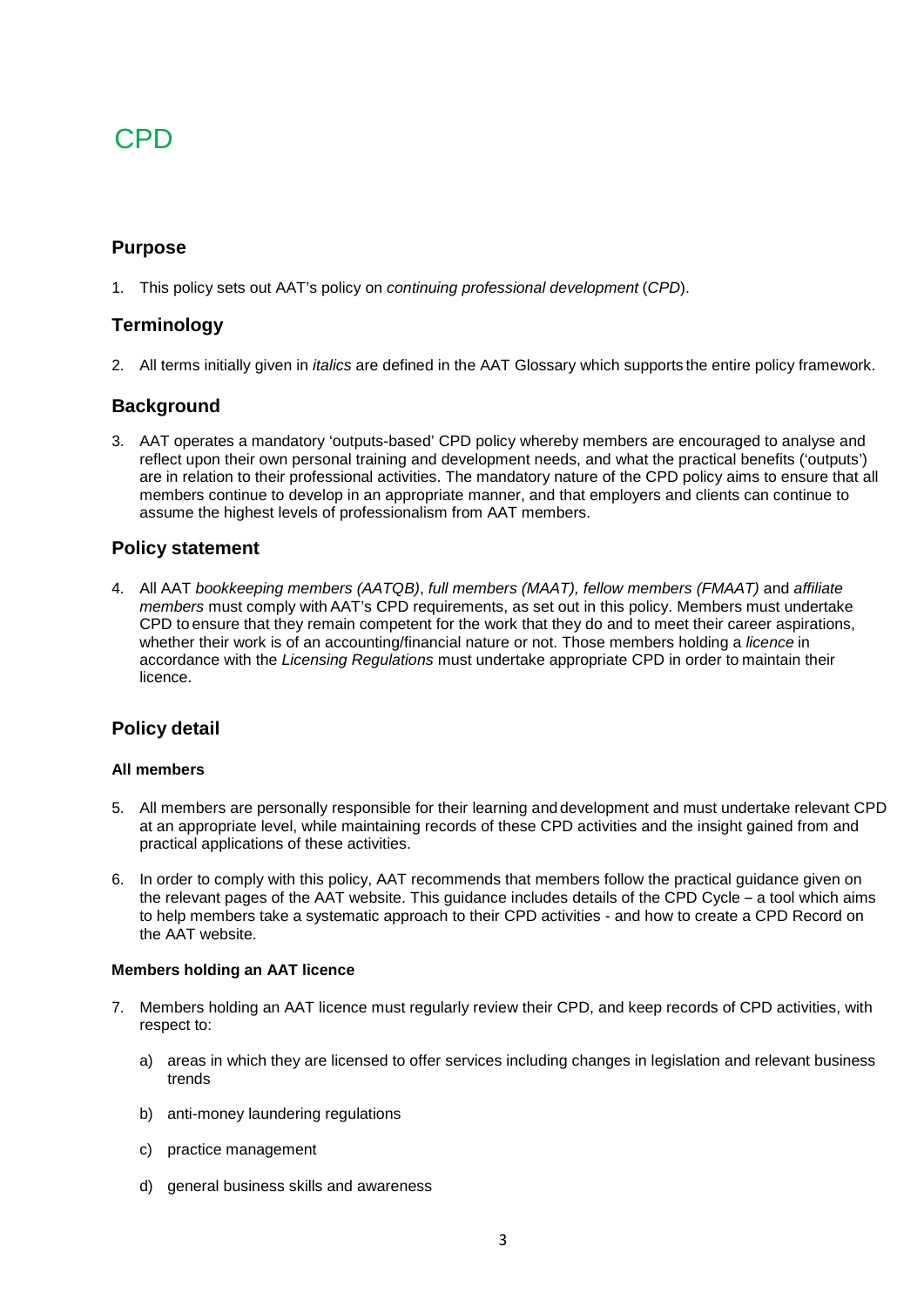# CPD

## Purpose

1. This policy sets out AAT's policy on *continuing professional development* (*CPD*).

## Terminology

2. All terms initially given in *italics* are defined in the AAT Glossary which supports the entire policy framework.

## Background

3. AAT operates a mandatory 'outputs-based' CPD policy whereby members are encouraged to analyse and reflect upon their own personal training and development needs, and what the practical benefits ('outputs') are in relation to their professional activities. The mandatory nature of the CPD policy aims to ensure that all members continue to develop in an appropriate manner, and that employers and clients can continue to assume the highest levels of professionalism from AAT members.

## Policy statement

4. All AAT *bookkeeping members (AATQB)*, *full members (MAAT), fellow members (FMAAT)* and *affiliate members* must comply with AAT's CPD requirements, as set out in this policy. Members must undertake CPD to ensure that they remain competent for the work that they do and to meet their career aspirations, whether their work is of an accounting/financial nature or not. Those members holding a *licence* in accordance with the *Licensing Regulations* must undertake appropriate CPD in order to maintain their licence.

## Policy detail

#### All members

5. All members are personally responsible for their learning and development and must undertake relevant CPD at an appropriate level, while maintaining records of these CPD activities and the insight gained from and practical applications of these activities.

6. In order to comply with this policy, AAT recommends that members follow the practical guidance given on the relevant pages of the AAT website. This guidance includes details of the CPD Cycle – a tool which aims to help members take a systematic approach to their CPD activities - and how to create a CPD Record on the AAT website.

#### Members holding an AAT licence

7. Members holding an AAT licence must regularly review their CPD, and keep records of CPD activities, with respect to:

   a) areas in which they are licensed to offer services including changes in legislation and relevant business trends

   b) anti-money laundering regulations

   c) practice management

   d) general business skills and awareness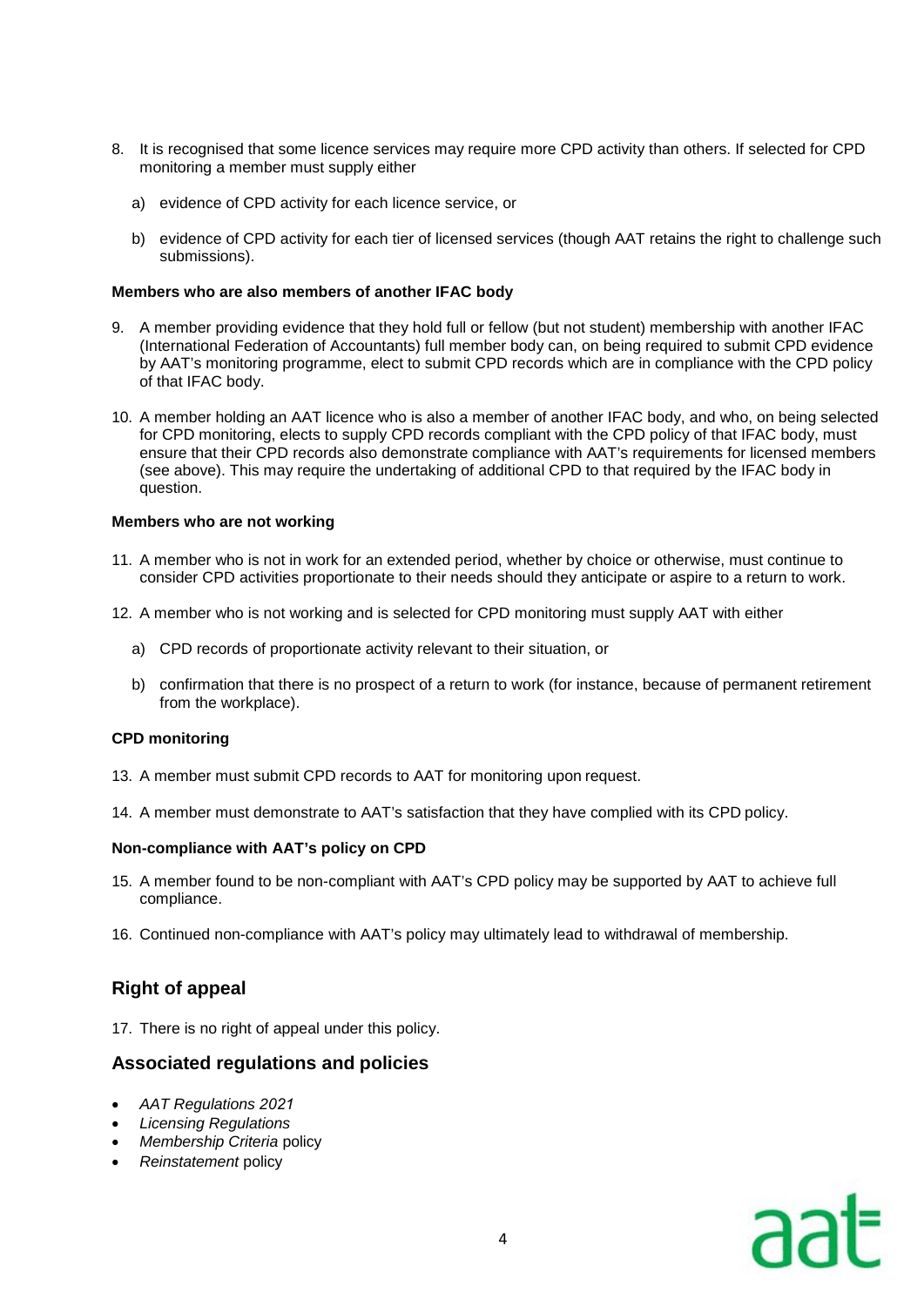8. It is recognised that some licence services may require more CPD activity than others. If selected for CPD monitoring a member must supply either

   a) evidence of CPD activity for each licence service, or

   b) evidence of CPD activity for each tier of licensed services (though AAT retains the right to challenge such submissions).

**Members who are also members of another IFAC body**

9. A member providing evidence that they hold full or fellow (but not student) membership with another IFAC (International Federation of Accountants) full member body can, on being required to submit CPD evidence by AAT's monitoring programme, elect to submit CPD records which are in compliance with the CPD policy of that IFAC body.

10. A member holding an AAT licence who is also a member of another IFAC body, and who, on being selected for CPD monitoring, elects to supply CPD records compliant with the CPD policy of that IFAC body, must ensure that their CPD records also demonstrate compliance with AAT's requirements for licensed members (see above). This may require the undertaking of additional CPD to that required by the IFAC body in question.

**Members who are not working**

11. A member who is not in work for an extended period, whether by choice or otherwise, must continue to consider CPD activities proportionate to their needs should they anticipate or aspire to a return to work.

12. A member who is not working and is selected for CPD monitoring must supply AAT with either

    a) CPD records of proportionate activity relevant to their situation, or

    b) confirmation that there is no prospect of a return to work (for instance, because of permanent retirement from the workplace).

**CPD monitoring**

13. A member must submit CPD records to AAT for monitoring upon request.

14. A member must demonstrate to AAT's satisfaction that they have complied with its CPD policy.

**Non-compliance with AAT's policy on CPD**

15. A member found to be non-compliant with AAT's CPD policy may be supported by AAT to achieve full compliance.

16. Continued non-compliance with AAT's policy may ultimately lead to withdrawal of membership.

## Right of appeal

17. There is no right of appeal under this policy.

## Associated regulations and policies

- *AAT Regulations 2021*
- *Licensing Regulations*
- *Membership Criteria* policy
- *Reinstatement* policy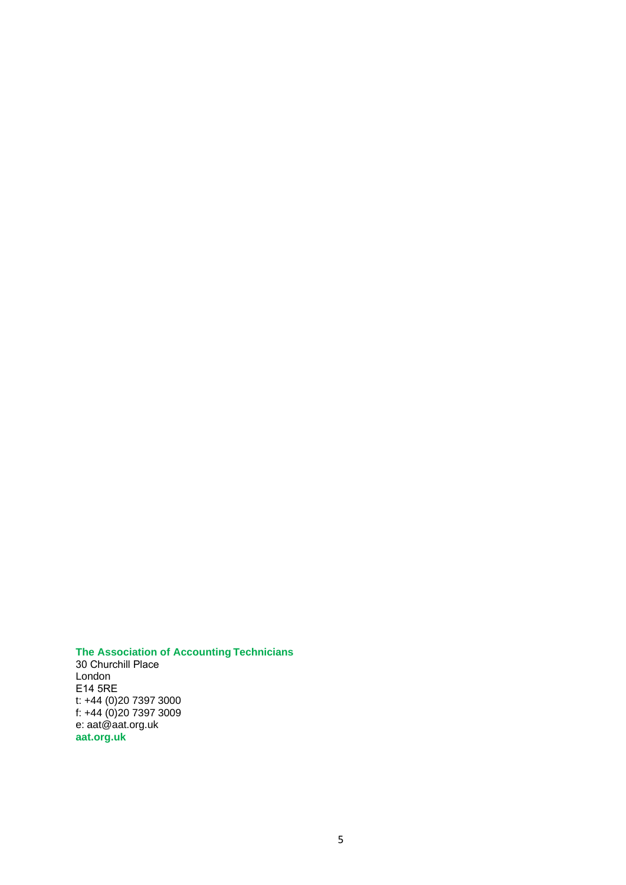**The Association of Accounting Technicians**
30 Churchill Place
London
E14 5RE
t: +44 (0)20 7397 3000
f: +44 (0)20 7397 3009
e: aat@aat.org.uk
**aat.org.uk**